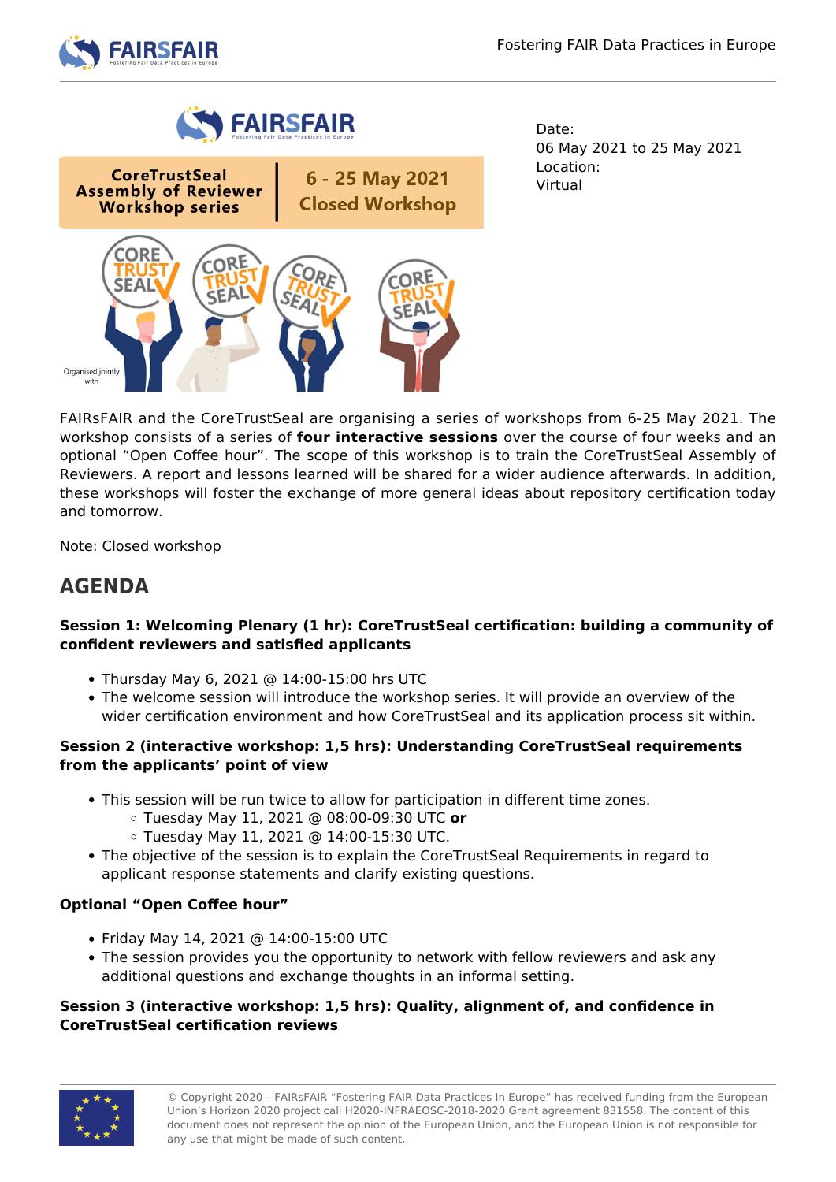Date:
06 May 2021 to 25 May 2021
Location:
Virtual

FAIRsFAIR and the CoreTrustSeal are organising a series of workshops from 6-25 May 2021. The workshop consists of a series of **four interactive sessions** over the course of four weeks and an optional “Open Coffee hour”. The scope of this workshop is to train the CoreTrustSeal Assembly of Reviewers. A report and lessons learned will be shared for a wider audience afterwards. In addition, these workshops will foster the exchange of more general ideas about repository certification today and tomorrow.

Note: Closed workshop

## AGENDA

**Session 1: Welcoming Plenary (1 hr): CoreTrustSeal certification: building a community of confident reviewers and satisfied applicants**

- Thursday May 6, 2021 @ 14:00-15:00 hrs UTC
- The welcome session will introduce the workshop series. It will provide an overview of the wider certification environment and how CoreTrustSeal and its application process sit within.

**Session 2 (interactive workshop: 1,5 hrs): Understanding CoreTrustSeal requirements from the applicants’ point of view**

- This session will be run twice to allow for participation in different time zones.
  - Tuesday May 11, 2021 @ 08:00-09:30 UTC **or**
  - Tuesday May 11, 2021 @ 14:00-15:30 UTC.
- The objective of the session is to explain the CoreTrustSeal Requirements in regard to applicant response statements and clarify existing questions.

**Optional “Open Coffee hour”**

- Friday May 14, 2021 @ 14:00-15:00 UTC
- The session provides you the opportunity to network with fellow reviewers and ask any additional questions and exchange thoughts in an informal setting.

**Session 3 (interactive workshop: 1,5 hrs): Quality, alignment of, and confidence in CoreTrustSeal certification reviews**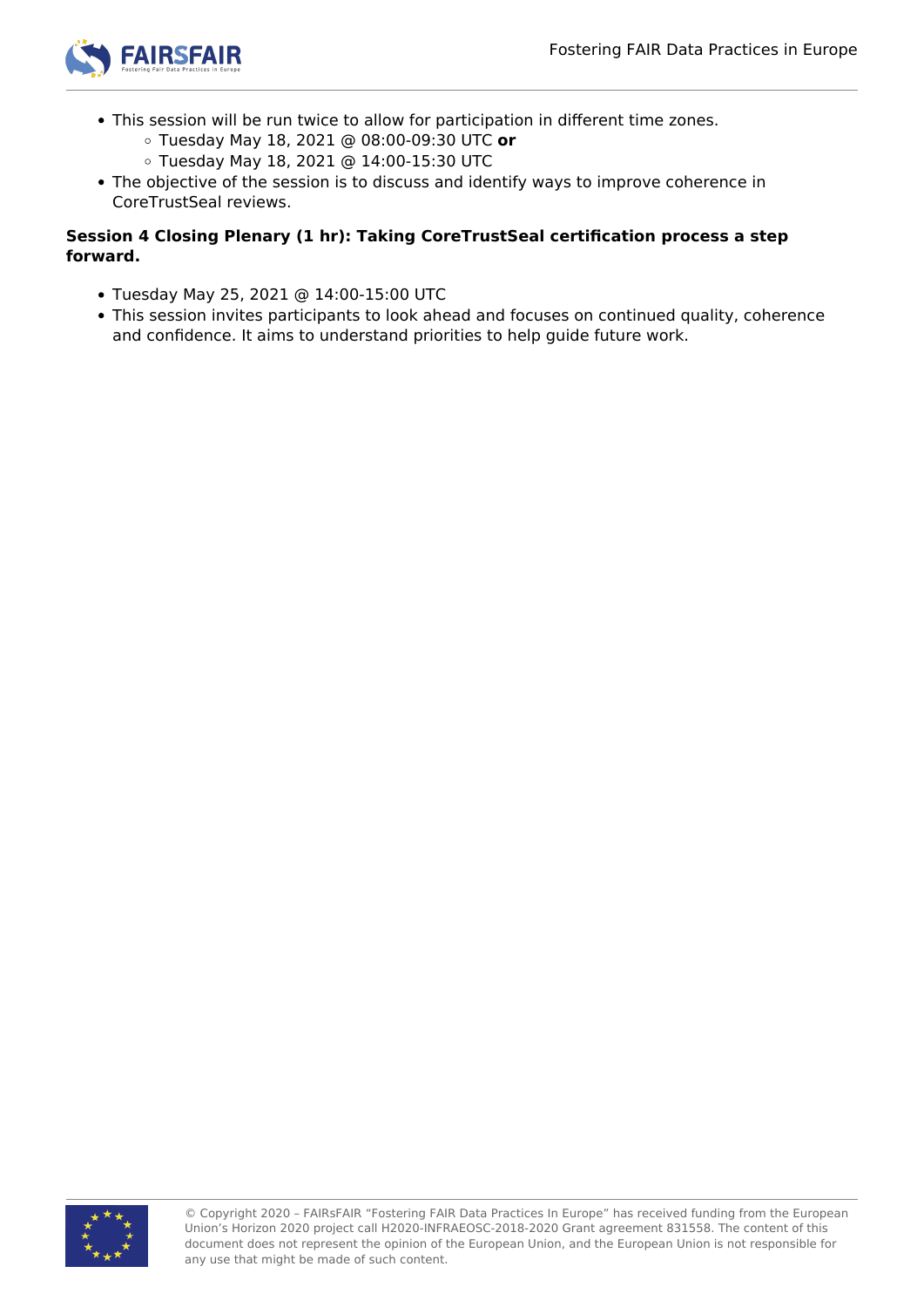- This session will be run twice to allow for participation in different time zones.
    - Tuesday May 18, 2021 @ 08:00-09:30 UTC **or**
    - Tuesday May 18, 2021 @ 14:00-15:30 UTC
- The objective of the session is to discuss and identify ways to improve coherence in CoreTrustSeal reviews.

**Session 4 Closing Plenary (1 hr): Taking CoreTrustSeal certification process a step forward.**

- Tuesday May 25, 2021 @ 14:00-15:00 UTC
- This session invites participants to look ahead and focuses on continued quality, coherence and confidence. It aims to understand priorities to help guide future work.